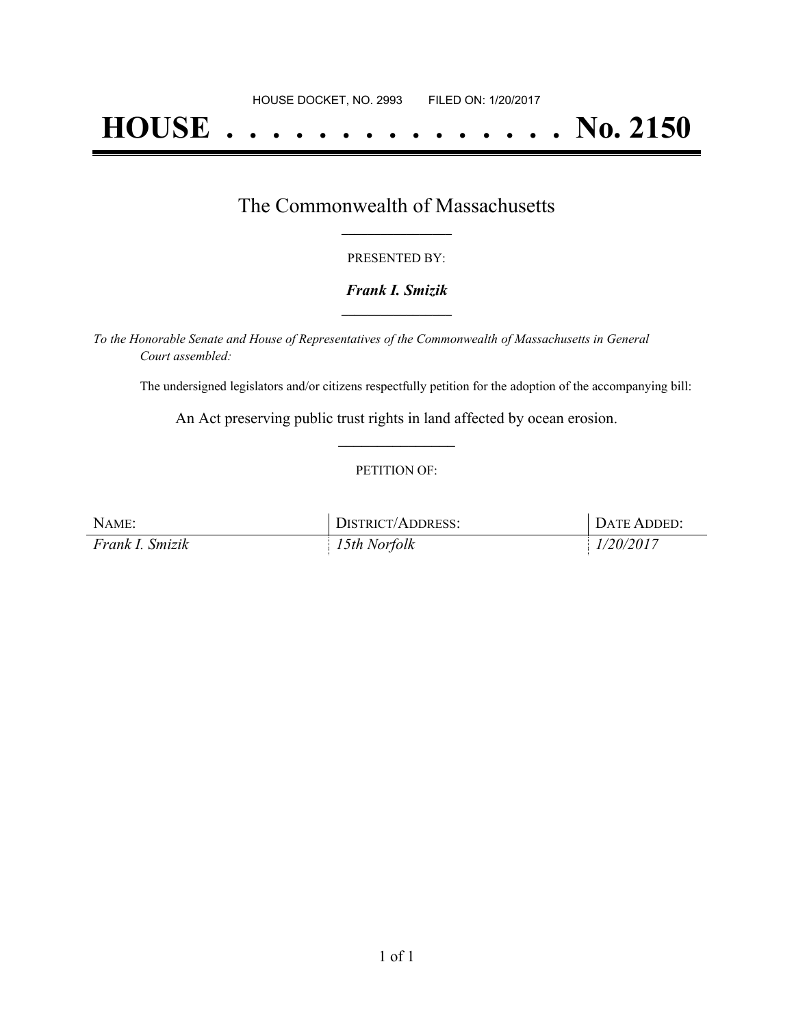HOUSE DOCKET, NO. 2993 FILED ON: 1/20/2017

# HOUSE . . . . . . . . . . . . . . . No. 2150

## The Commonwealth of Massachusetts

PRESENTED BY:

***Frank I. Smizik***

*To the Honorable Senate and House of Representatives of the Commonwealth of Massachusetts in General Court assembled:*

The undersigned legislators and/or citizens respectfully petition for the adoption of the accompanying bill:

An Act preserving public trust rights in land affected by ocean erosion.

PETITION OF:

| NAME: | DISTRICT/ADDRESS: | DATE ADDED: |
|---|---|---|
| *Frank I. Smizik* | *15th Norfolk* | *1/20/2017* |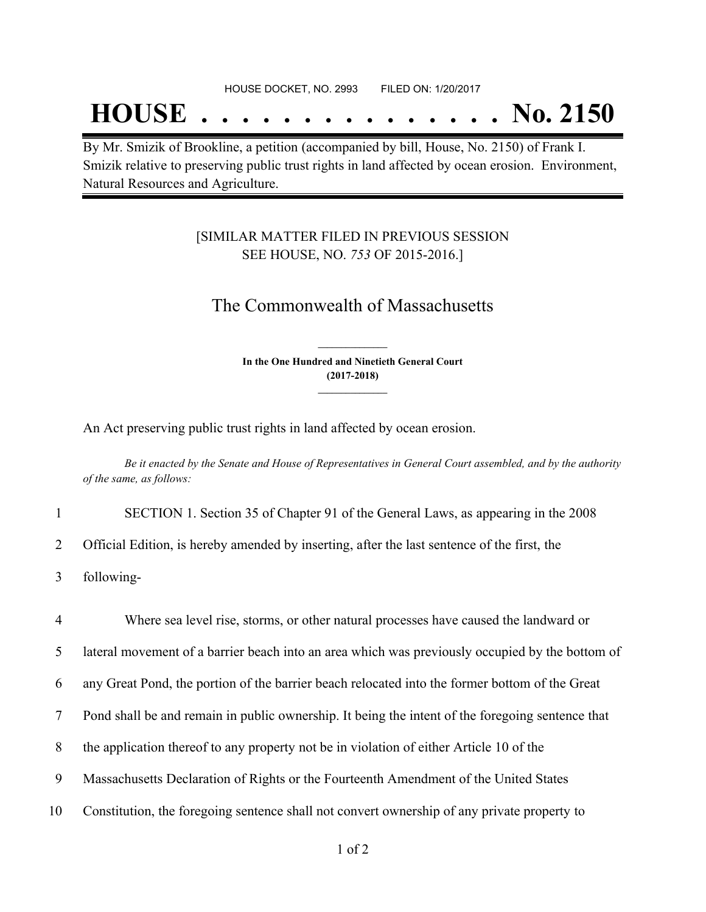HOUSE DOCKET, NO. 2993 FILED ON: 1/20/2017

# HOUSE . . . . . . . . . . . . . . . No. 2150

By Mr. Smizik of Brookline, a petition (accompanied by bill, House, No. 2150) of Frank I. Smizik relative to preserving public trust rights in land affected by ocean erosion. Environment, Natural Resources and Agriculture.

[SIMILAR MATTER FILED IN PREVIOUS SESSION SEE HOUSE, NO. *753* OF 2015-2016.]

## The Commonwealth of Massachusetts

**In the One Hundred and Ninetieth General Court (2017-2018)**

An Act preserving public trust rights in land affected by ocean erosion.

*Be it enacted by the Senate and House of Representatives in General Court assembled, and by the authority of the same, as follows:*

1 SECTION 1. Section 35 of Chapter 91 of the General Laws, as appearing in the 2008
2 Official Edition, is hereby amended by inserting, after the last sentence of the first, the
3 following-

4 Where sea level rise, storms, or other natural processes have caused the landward or
5 lateral movement of a barrier beach into an area which was previously occupied by the bottom of
6 any Great Pond, the portion of the barrier beach relocated into the former bottom of the Great
7 Pond shall be and remain in public ownership. It being the intent of the foregoing sentence that
8 the application thereof to any property not be in violation of either Article 10 of the
9 Massachusetts Declaration of Rights or the Fourteenth Amendment of the United States
10 Constitution, the foregoing sentence shall not convert ownership of any private property to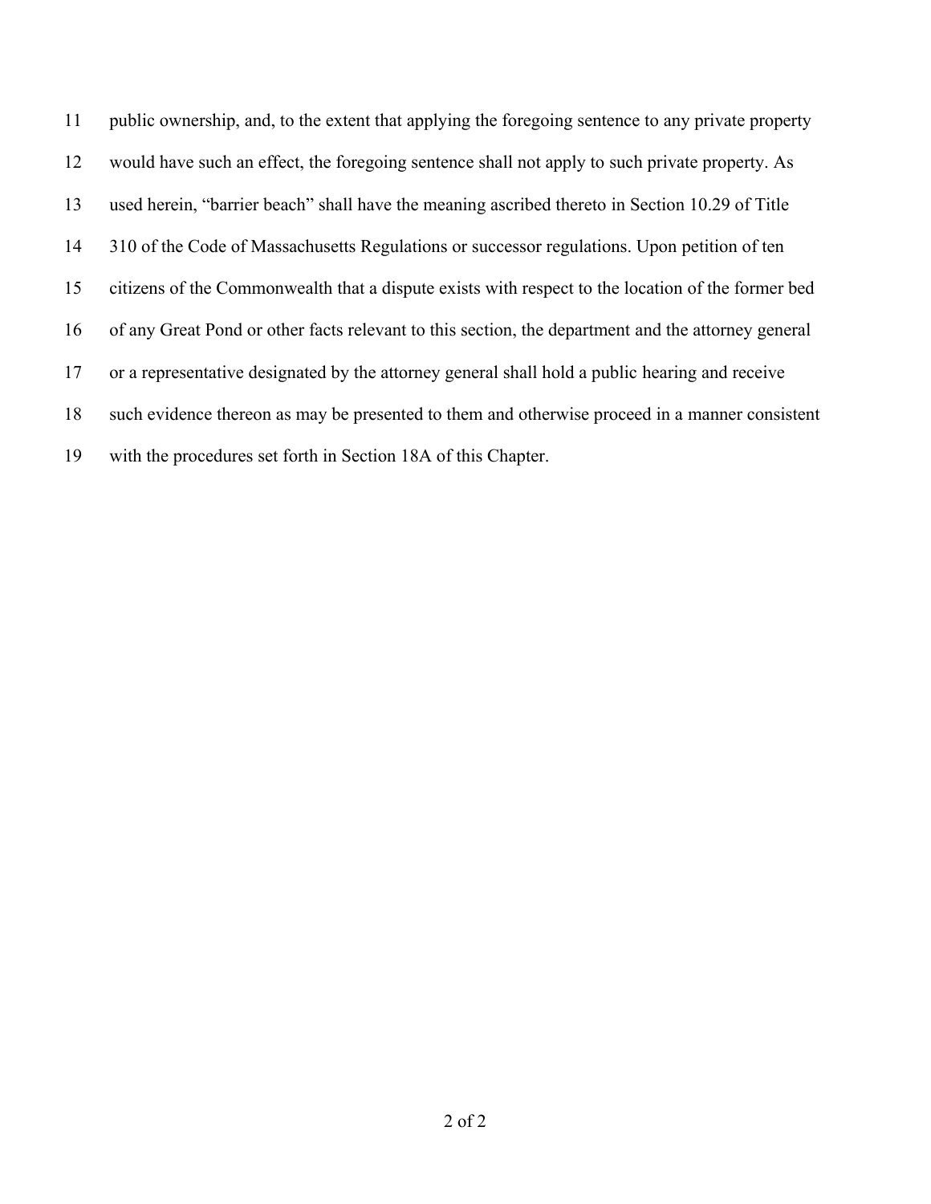public ownership, and, to the extent that applying the foregoing sentence to any private property would have such an effect, the foregoing sentence shall not apply to such private property. As used herein, "barrier beach" shall have the meaning ascribed thereto in Section 10.29 of Title 310 of the Code of Massachusetts Regulations or successor regulations. Upon petition of ten citizens of the Commonwealth that a dispute exists with respect to the location of the former bed of any Great Pond or other facts relevant to this section, the department and the attorney general or a representative designated by the attorney general shall hold a public hearing and receive such evidence thereon as may be presented to them and otherwise proceed in a manner consistent with the procedures set forth in Section 18A of this Chapter.